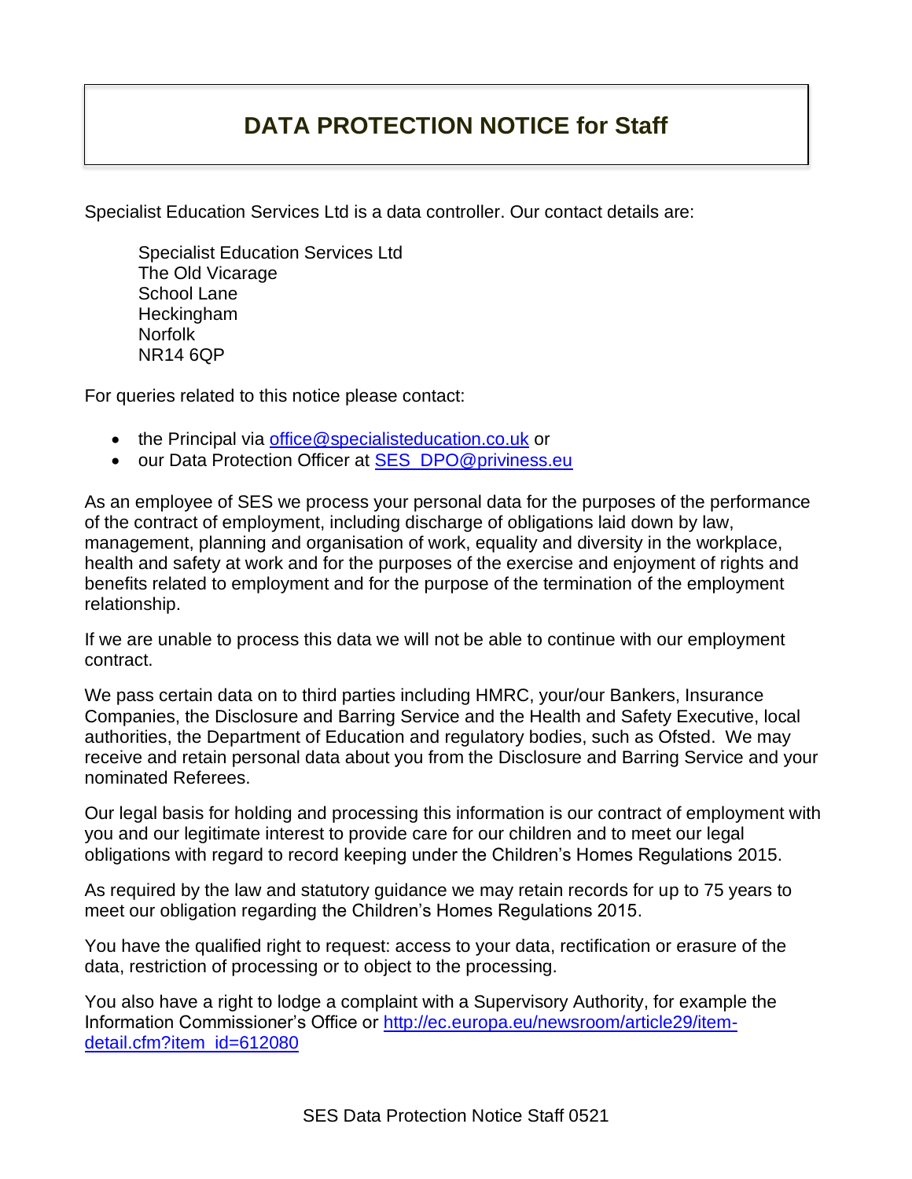# DATA PROTECTION NOTICE for Staff

Specialist Education Services Ltd is a data controller. Our contact details are:

Specialist Education Services Ltd
The Old Vicarage
School Lane
Heckingham
Norfolk
NR14 6QP

For queries related to this notice please contact:

- the Principal via office@specialisteducation.co.uk or
- our Data Protection Officer at SES_DPO@priviness.eu

As an employee of SES we process your personal data for the purposes of the performance of the contract of employment, including discharge of obligations laid down by law, management, planning and organisation of work, equality and diversity in the workplace, health and safety at work and for the purposes of the exercise and enjoyment of rights and benefits related to employment and for the purpose of the termination of the employment relationship.

If we are unable to process this data we will not be able to continue with our employment contract.

We pass certain data on to third parties including HMRC, your/our Bankers, Insurance Companies, the Disclosure and Barring Service and the Health and Safety Executive, local authorities, the Department of Education and regulatory bodies, such as Ofsted. We may receive and retain personal data about you from the Disclosure and Barring Service and your nominated Referees.

Our legal basis for holding and processing this information is our contract of employment with you and our legitimate interest to provide care for our children and to meet our legal obligations with regard to record keeping under the Children's Homes Regulations 2015.

As required by the law and statutory guidance we may retain records for up to 75 years to meet our obligation regarding the Children's Homes Regulations 2015.

You have the qualified right to request: access to your data, rectification or erasure of the data, restriction of processing or to object to the processing.

You also have a right to lodge a complaint with a Supervisory Authority, for example the Information Commissioner's Office or http://ec.europa.eu/newsroom/article29/item-detail.cfm?item_id=612080

SES Data Protection Notice Staff 0521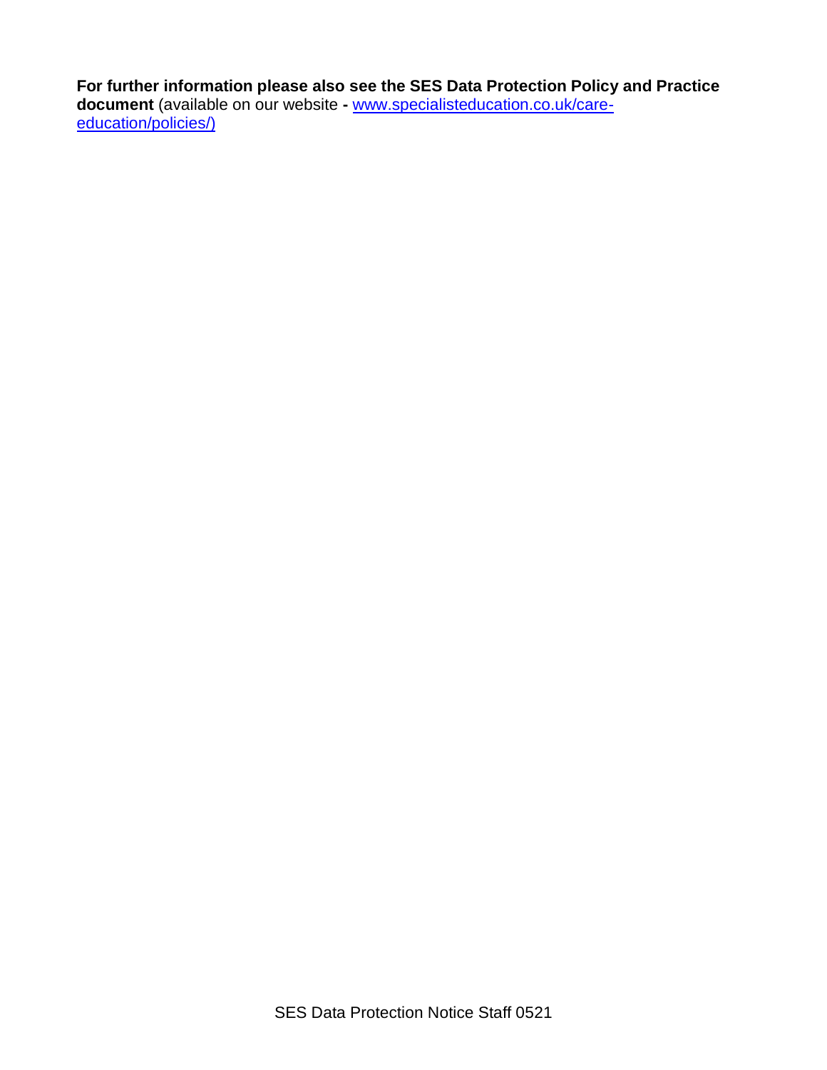**For further information please also see the SES Data Protection Policy and Practice document** (available on our website **-** [www.specialisteducation.co.uk/care-education/policies/)](www.specialisteducation.co.uk/care-education/policies/)